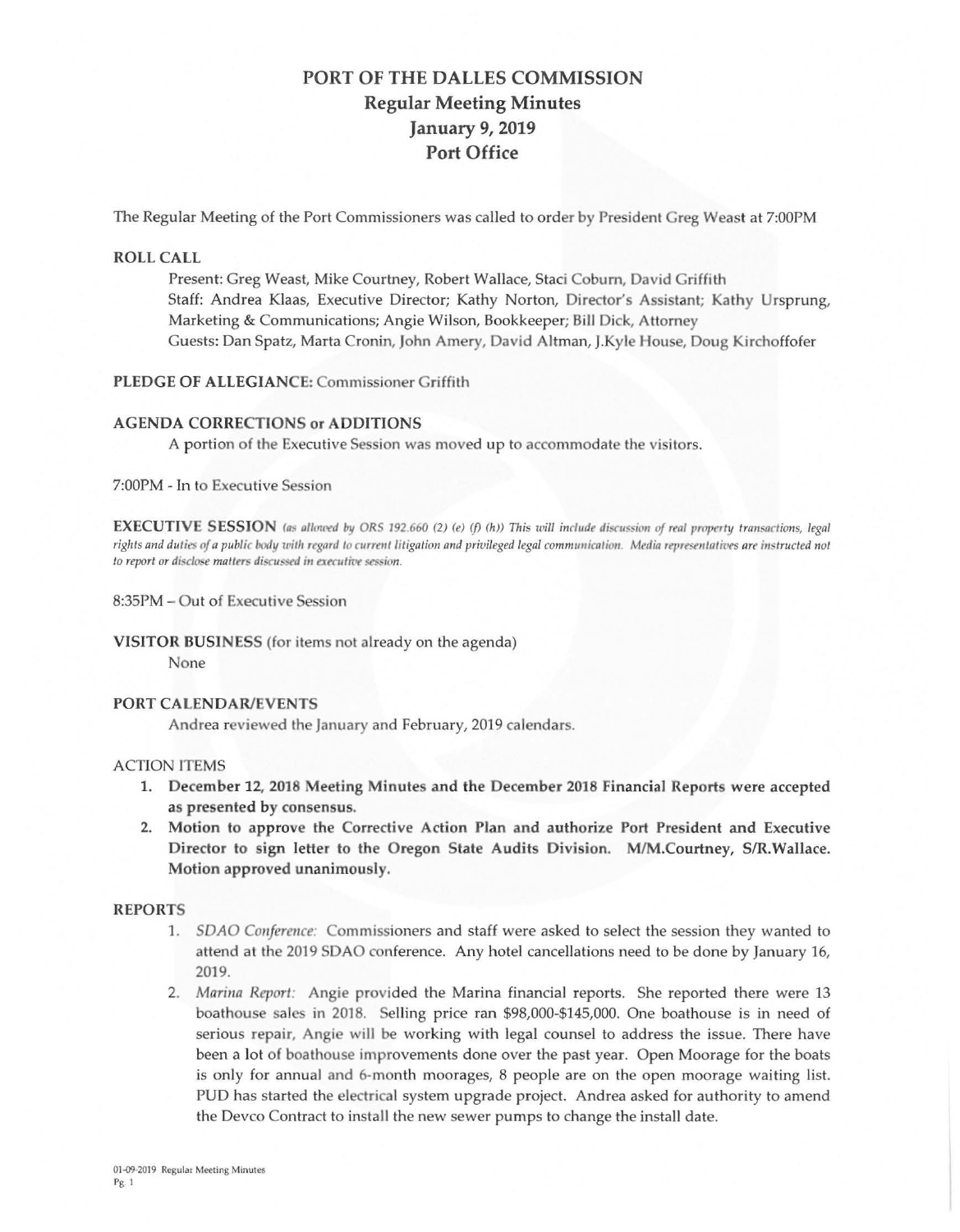# PORT OF THE DALLES COMMISSION

## Regular Meeting Minutes

## January 9, 2019

## Port Office

The Regular Meeting of the Port Commissioners was called to order by President Greg Weast at 7:00PM

**ROLL CALL**

Present: Greg Weast, Mike Courtney, Robert Wallace, Staci Coburn, David Griffith
Staff: Andrea Klaas, Executive Director; Kathy Norton, Director's Assistant; Kathy Ursprung, Marketing & Communications; Angie Wilson, Bookkeeper; Bill Dick, Attorney
Guests: Dan Spatz, Marta Cronin, John Amery, David Altman, J.Kyle House, Doug Kirchoffofer

**PLEDGE OF ALLEGIANCE:** Commissioner Griffith

**AGENDA CORRECTIONS or ADDITIONS**

A portion of the Executive Session was moved up to accommodate the visitors.

7:00PM - In to Executive Session

**EXECUTIVE SESSION** *(as allowed by ORS 192.660 (2) (e) (f) (h)) This will include discussion of real property transactions, legal rights and duties of a public body with regard to current litigation and privileged legal communication. Media representatives are instructed not to report or disclose matters discussed in executive session.*

8:35PM – Out of Executive Session

**VISITOR BUSINESS** (for items not already on the agenda)

None

**PORT CALENDAR/EVENTS**

Andrea reviewed the January and February, 2019 calendars.

ACTION ITEMS

1. **December 12, 2018 Meeting Minutes and the December 2018 Financial Reports were accepted as presented by consensus.**
2. **Motion to approve the Corrective Action Plan and authorize Port President and Executive Director to sign letter to the Oregon State Audits Division. M/M.Courtney, S/R.Wallace. Motion approved unanimously.**

**REPORTS**

1. *SDAO Conference:* Commissioners and staff were asked to select the session they wanted to attend at the 2019 SDAO conference. Any hotel cancellations need to be done by January 16, 2019.
2. *Marina Report:* Angie provided the Marina financial reports. She reported there were 13 boathouse sales in 2018. Selling price ran $98,000-$145,000. One boathouse is in need of serious repair, Angie will be working with legal counsel to address the issue. There have been a lot of boathouse improvements done over the past year. Open Moorage for the boats is only for annual and 6-month moorages, 8 people are on the open moorage waiting list. PUD has started the electrical system upgrade project. Andrea asked for authority to amend the Devco Contract to install the new sewer pumps to change the install date.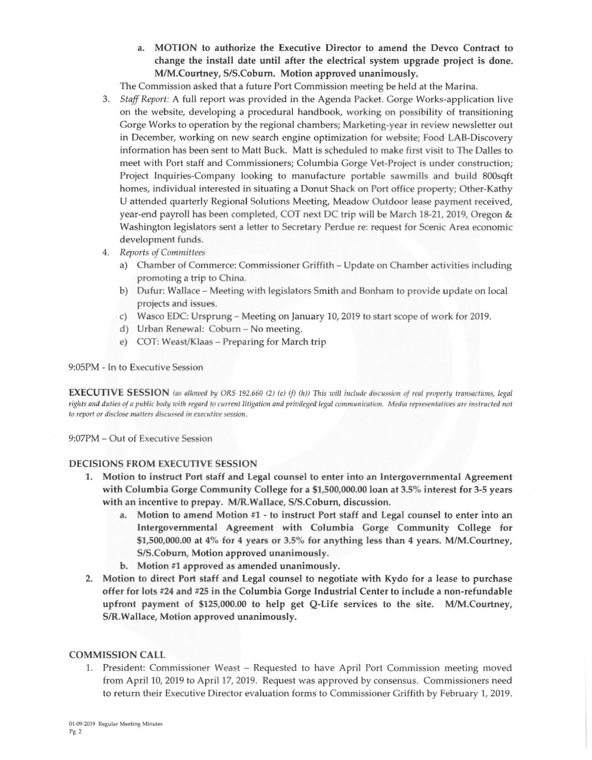a. **MOTION to authorize the Executive Director to amend the Devco Contract to change the install date until after the electrical system upgrade project is done. M/M.Courtney, S/S.Coburn. Motion approved unanimously.**

The Commission asked that a future Port Commission meeting be held at the Marina.

3. *Staff Report:* A full report was provided in the Agenda Packet. Gorge Works-application live on the website, developing a procedural handbook, working on possibility of transitioning Gorge Works to operation by the regional chambers; Marketing-year in review newsletter out in December, working on new search engine optimization for website; Food LAB-Discovery information has been sent to Matt Buck. Matt is scheduled to make first visit to The Dalles to meet with Port staff and Commissioners; Columbia Gorge Vet-Project is under construction; Project Inquiries-Company looking to manufacture portable sawmills and build 800sqft homes, individual interested in situating a Donut Shack on Port office property; Other-Kathy U attended quarterly Regional Solutions Meeting, Meadow Outdoor lease payment received, year-end payroll has been completed, COT next DC trip will be March 18-21, 2019, Oregon & Washington legislators sent a letter to Secretary Perdue re: request for Scenic Area economic development funds.
4. *Reports of Committees*
   a) Chamber of Commerce: Commissioner Griffith – Update on Chamber activities including promoting a trip to China.
   b) Dufur: Wallace – Meeting with legislators Smith and Bonham to provide update on local projects and issues.
   c) Wasco EDC: Ursprung – Meeting on January 10, 2019 to start scope of work for 2019.
   d) Urban Renewal: Coburn – No meeting.
   e) COT: Weast/Klaas – Preparing for March trip

9:05PM - In to Executive Session

**EXECUTIVE SESSION** *(as allowed by ORS 192.660 (2) (e) (f) (h)) This will include discussion of real property transactions, legal rights and duties of a public body with regard to current litigation and privileged legal communication. Media representatives are instructed not to report or disclose matters discussed in executive session.*

9:07PM – Out of Executive Session

## DECISIONS FROM EXECUTIVE SESSION

1. **Motion to instruct Port staff and Legal counsel to enter into an Intergovernmental Agreement with Columbia Gorge Community College for a $1,500,000.00 loan at 3.5% interest for 3-5 years with an incentive to prepay. M/R.Wallace, S/S.Coburn, discussion.**
   a. **Motion to amend Motion #1 - to instruct Port staff and Legal counsel to enter into an Intergovernmental Agreement with Columbia Gorge Community College for $1,500,000.00 at 4% for 4 years or 3.5% for anything less than 4 years. M/M.Courtney, S/S.Coburn, Motion approved unanimously.**
   b. **Motion #1 approved as amended unanimously.**
2. **Motion to direct Port staff and Legal counsel to negotiate with Kydo for a lease to purchase offer for lots #24 and #25 in the Columbia Gorge Industrial Center to include a non-refundable upfront payment of $125,000.00 to help get Q-Life services to the site. M/M.Courtney, S/R.Wallace, Motion approved unanimously.**

## COMMISSION CALL

1. President: Commissioner Weast – Requested to have April Port Commission meeting moved from April 10, 2019 to April 17, 2019. Request was approved by consensus. Commissioners need to return their Executive Director evaluation forms to Commissioner Griffith by February 1, 2019.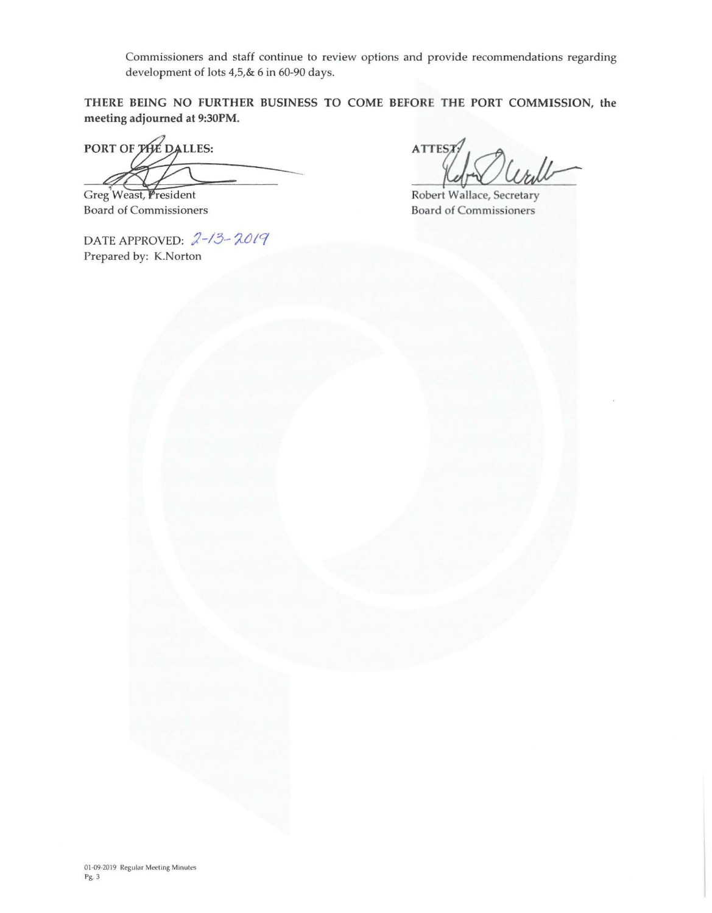Commissioners and staff continue to review options and provide recommendations regarding development of lots 4,5,& 6 in 60-90 days.

**THERE BEING NO FURTHER BUSINESS TO COME BEFORE THE PORT COMMISSION, the meeting adjourned at 9:30PM.**

**PORT OF THE DALLES:**

Greg Weast, President
Board of Commissioners

**ATTEST:**

Robert Wallace, Secretary
Board of Commissioners

DATE APPROVED: 2-13-2019
Prepared by: K.Norton